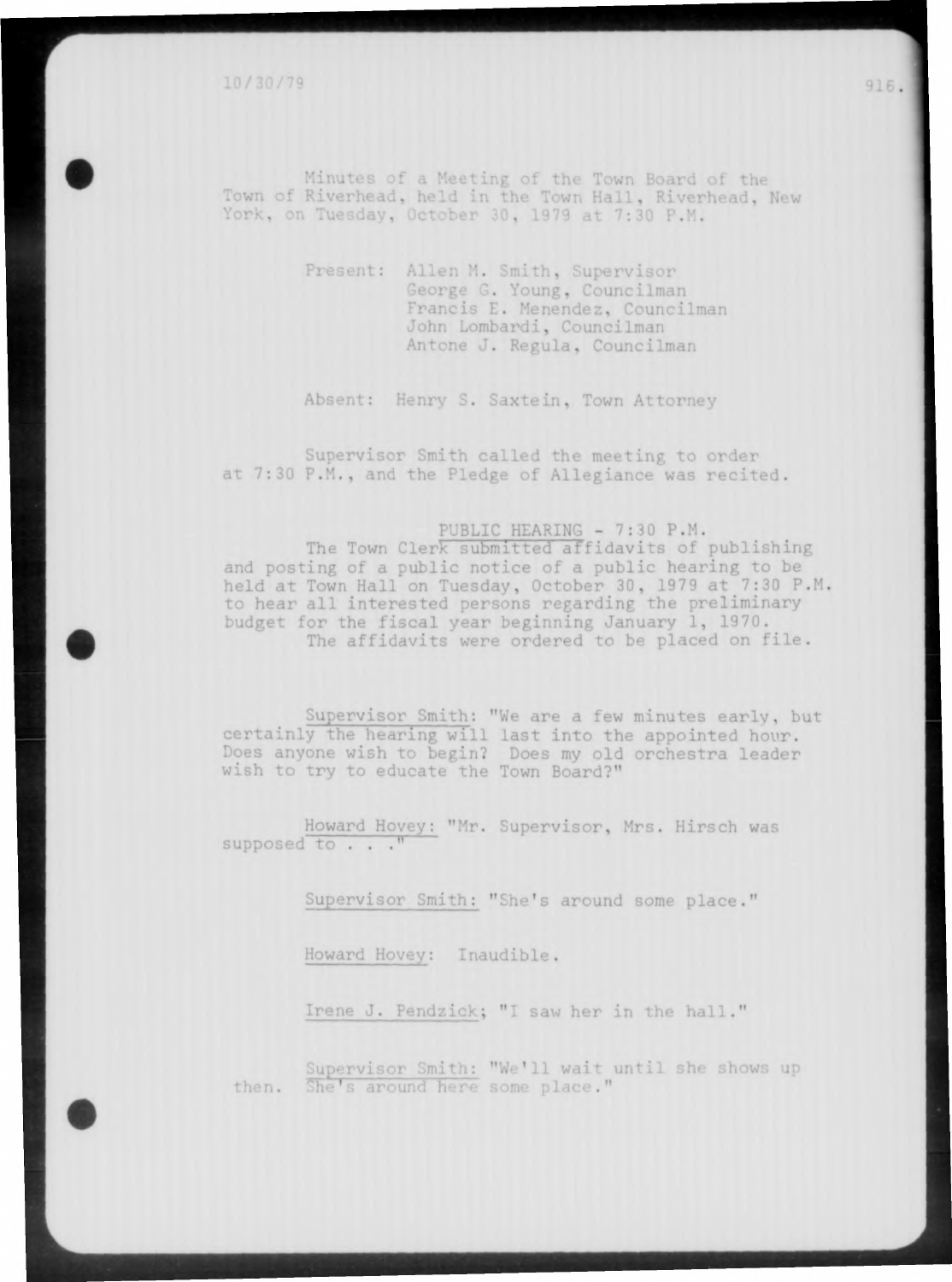Minutes of a Meeting of the Town Board of the Town of Riverhead, held in the Town Hall, Riverhead, New York, on Tuesday, October 30, 1979 at 7:30 P.M.

Present: Allen M. Smith, Supervisor
George G. Young, Councilman
Francis E. Menendez, Councilman
John Lombardi, Councilman
Antone J. Regula, Councilman

Absent: Henry S. Saxtein, Town Attorney

Supervisor Smith called the meeting to order at 7:30 P.M., and the Pledge of Allegiance was recited.

PUBLIC HEARING - 7:30 P.M.

The Town Clerk submitted affidavits of publishing and posting of a public notice of a public hearing to be held at Town Hall on Tuesday, October 30, 1979 at 7:30 P.M. to hear all interested persons regarding the preliminary budget for the fiscal year beginning January 1, 1970.

The affidavits were ordered to be placed on file.

Supervisor Smith: "We are a few minutes early, but certainly the hearing will last into the appointed hour. Does anyone wish to begin? Does my old orchestra leader wish to try to educate the Town Board?"

Howard Hovey: "Mr. Supervisor, Mrs. Hirsch was supposed to . . ."

Supervisor Smith: "She's around some place."

Howard Hovey: Inaudible.

Irene J. Pendzick; "I saw her in the hall."

Supervisor Smith: "We'll wait until she shows up then. She's around here some place."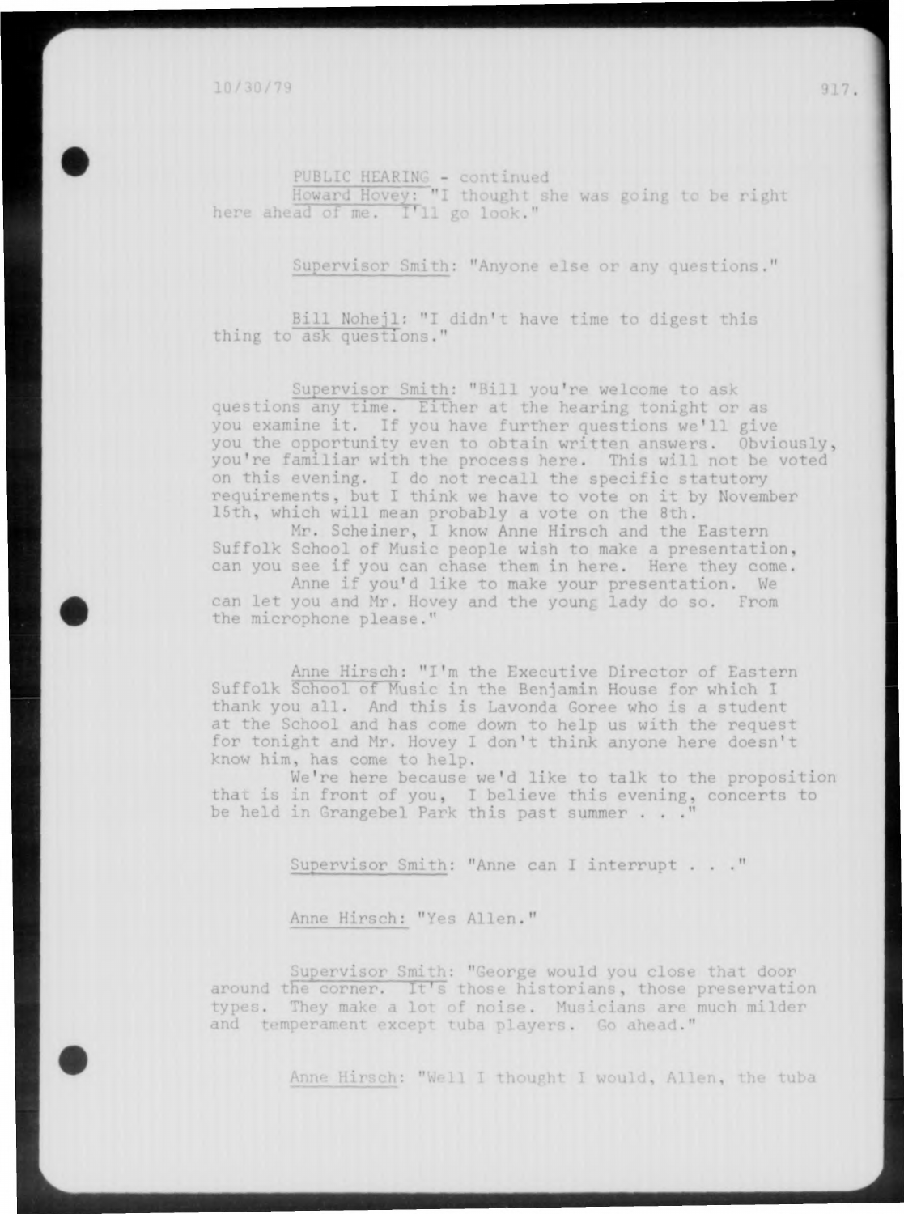PUBLIC HEARING - continued

Howard Hovey: "I thought she was going to be right here ahead of me. I'll go look."

Supervisor Smith: "Anyone else or any questions."

Bill Nohejl: "I didn't have time to digest this thing to ask questions."

Supervisor Smith: "Bill you're welcome to ask questions any time. Either at the hearing tonight or as you examine it. If you have further questions we'll give you the opportunity even to obtain written answers. Obviously, you're familiar with the process here. This will not be voted on this evening. I do not recall the specific statutory requirements, but I think we have to vote on it by November 15th, which will mean probably a vote on the 8th.

Mr. Scheiner, I know Anne Hirsch and the Eastern Suffolk School of Music people wish to make a presentation, can you see if you can chase them in here. Here they come.

Anne if you'd like to make your presentation. We can let you and Mr. Hovey and the young lady do so. From the microphone please."

Anne Hirsch: "I'm the Executive Director of Eastern Suffolk School of Music in the Benjamin House for which I thank you all. And this is Lavonda Goree who is a student at the School and has come down to help us with the request for tonight and Mr. Hovey I don't think anyone here doesn't know him, has come to help.

We're here because we'd like to talk to the proposition that is in front of you, I believe this evening, concerts to be held in Grangebel Park this past summer . . ."

Supervisor Smith: "Anne can I interrupt . . ."

Anne Hirsch: "Yes Allen."

Supervisor Smith: "George would you close that door around the corner. It's those historians, those preservation types. They make a lot of noise. Musicians are much milder and temperament except tuba players. Go ahead."

Anne Hirsch: "Well I thought I would, Allen, the tuba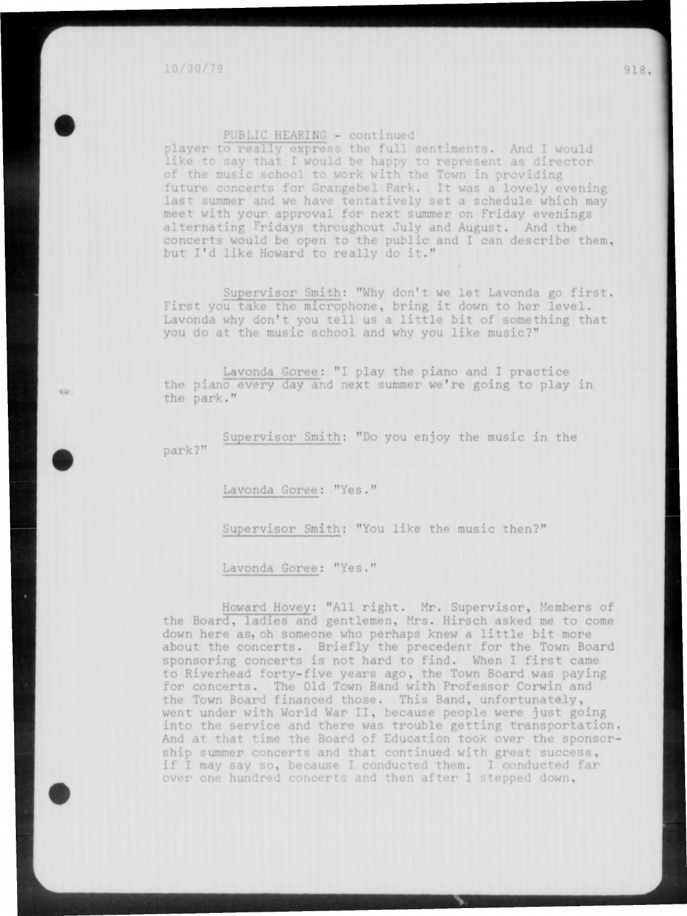PUBLIC HEARING - continued

player to really express the full sentiments. And I would like to say that I would be happy to represent as director of the music school to work with the Town in providing future concerts for Grangebel Park. It was a lovely evening last summer and we have tentatively set a schedule which may meet with your approval for next summer on Friday evenings alternating Fridays throughout July and August. And the concerts would be open to the public and I can describe them, but I'd like Howard to really do it."

Supervisor Smith: "Why don't we let Lavonda go first. First you take the microphone, bring it down to her level. Lavonda why don't you tell us a little bit of something that you do at the music school and why you like music?"

Lavonda Goree: "I play the piano and I practice the piano every day and next summer we're going to play in the park."

Supervisor Smith: "Do you enjoy the music in the park?"

Lavonda Goree: "Yes."

Supervisor Smith: "You like the music then?"

Lavonda Goree: "Yes."

Howard Hovey: "All right. Mr. Supervisor, Members of the Board, ladies and gentlemen, Mrs. Hirsch asked me to come down here as, oh someone who perhaps knew a little bit more about the concerts. Briefly the precedent for the Town Board sponsoring concerts is not hard to find. When I first came to Riverhead forty-five years ago, the Town Board was paying for concerts. The Old Town Band with Professor Corwin and the Town Board financed those. This Band, unfortunately, went under with World War II, because people were just going into the service and there was trouble getting transportation. And at that time the Board of Education took over the sponsorship summer concerts and that continued with great success, if I may say so, because I conducted them. I conducted far over one hundred concerts and then after I stepped down,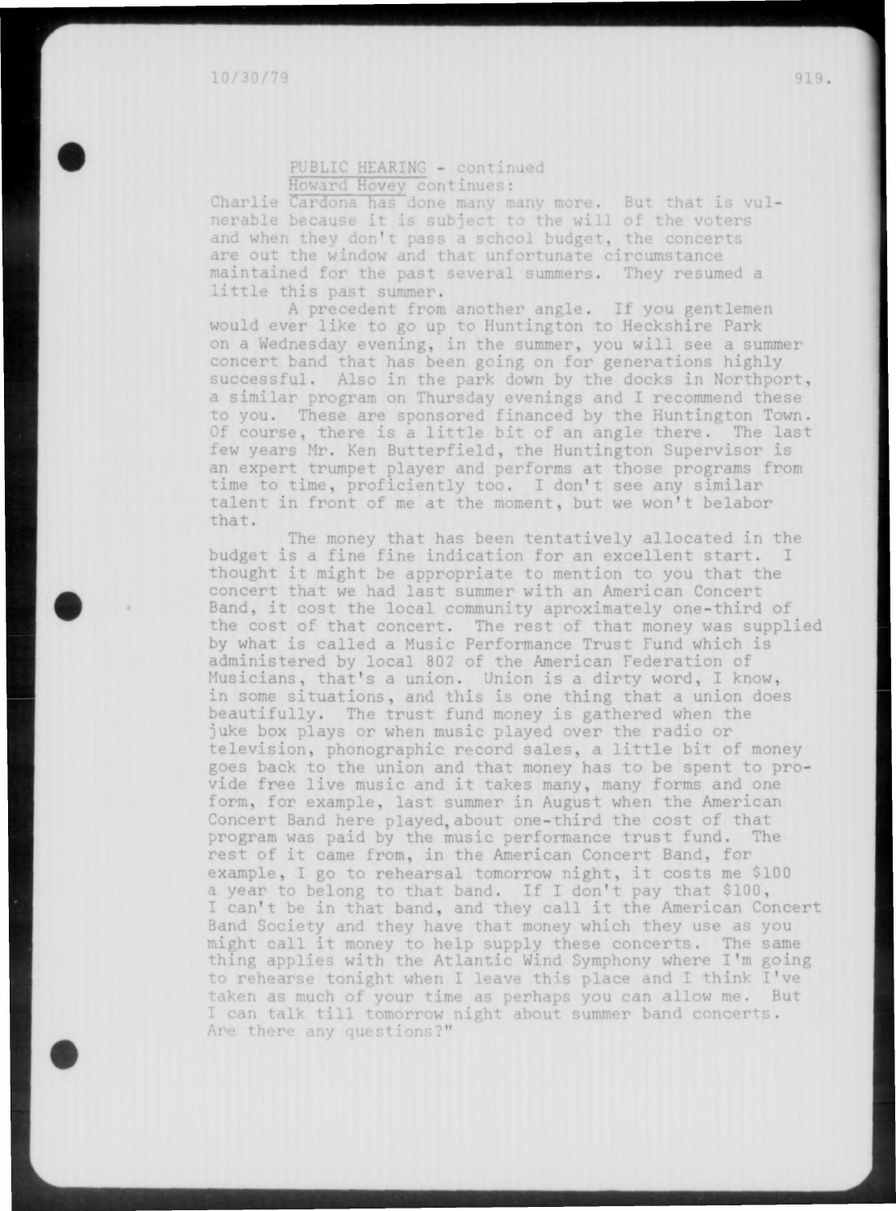PUBLIC HEARING - continued

Howard Hovey continues:

Charlie Cardona has done many many more. But that is vulnerable because it is subject to the will of the voters and when they don't pass a school budget, the concerts are out the window and that unfortunate circumstance maintained for the past several summers. They resumed a little this past summer.

A precedent from another angle. If you gentlemen would ever like to go up to Huntington to Heckshire Park on a Wednesday evening, in the summer, you will see a summer concert band that has been going on for generations highly successful. Also in the park down by the docks in Northport, a similar program on Thursday evenings and I recommend these to you. These are sponsored financed by the Huntington Town. Of course, there is a little bit of an angle there. The last few years Mr. Ken Butterfield, the Huntington Supervisor is an expert trumpet player and performs at those programs from time to time, proficiently too. I don't see any similar talent in front of me at the moment, but we won't belabor that.

The money that has been tentatively allocated in the budget is a fine fine indication for an excellent start. I thought it might be appropriate to mention to you that the concert that we had last summer with an American Concert Band, it cost the local community aproximately one-third of the cost of that concert. The rest of that money was supplied by what is called a Music Performance Trust Fund which is administered by local 802 of the American Federation of Musicians, that's a union. Union is a dirty word, I know, in some situations, and this is one thing that a union does beautifully. The trust fund money is gathered when the juke box plays or when music played over the radio or television, phonographic record sales, a little bit of money goes back to the union and that money has to be spent to provide free live music and it takes many, many forms and one form, for example, last summer in August when the American Concert Band here played, about one-third the cost of that program was paid by the music performance trust fund. The rest of it came from, in the American Concert Band, for example, I go to rehearsal tomorrow night, it costs me $100 a year to belong to that band. If I don't pay that $100, I can't be in that band, and they call it the American Concert Band Society and they have that money which they use as you might call it money to help supply these concerts. The same thing applies with the Atlantic Wind Symphony where I'm going to rehearse tonight when I leave this place and I think I've taken as much of your time as perhaps you can allow me. But I can talk till tomorrow night about summer band concerts. Are there any questions?"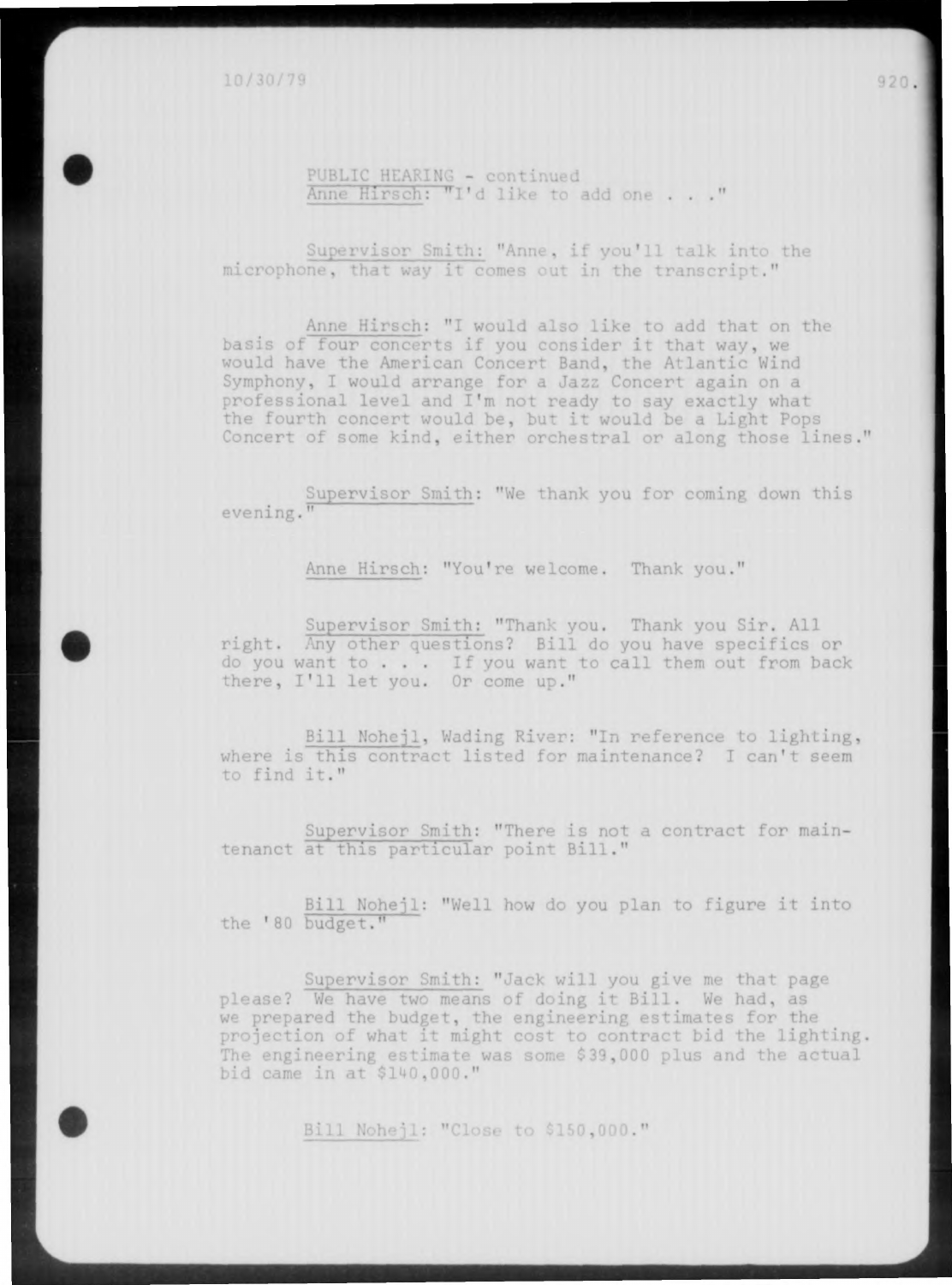PUBLIC HEARING - continued

Anne Hirsch: "I'd like to add one . . ."

Supervisor Smith: "Anne, if you'll talk into the microphone, that way it comes out in the transcript."

Anne Hirsch: "I would also like to add that on the basis of four concerts if you consider it that way, we would have the American Concert Band, the Atlantic Wind Symphony, I would arrange for a Jazz Concert again on a professional level and I'm not ready to say exactly what the fourth concert would be, but it would be a Light Pops Concert of some kind, either orchestral or along those lines."

Supervisor Smith: "We thank you for coming down this evening."

Anne Hirsch: "You're welcome. Thank you."

Supervisor Smith: "Thank you. Thank you Sir. All right. Any other questions? Bill do you have specifics or do you want to . . . If you want to call them out from back there, I'll let you. Or come up."

Bill Nohejl, Wading River: "In reference to lighting, where is this contract listed for maintenance? I can't seem to find it."

Supervisor Smith: "There is not a contract for maintenanct at this particular point Bill."

Bill Nohejl: "Well how do you plan to figure it into the '80 budget."

Supervisor Smith: "Jack will you give me that page please? We have two means of doing it Bill. We had, as we prepared the budget, the engineering estimates for the projection of what it might cost to contract bid the lighting. The engineering estimate was some $39,000 plus and the actual bid came in at $140,000."

Bill Nohejl: "Close to $150,000."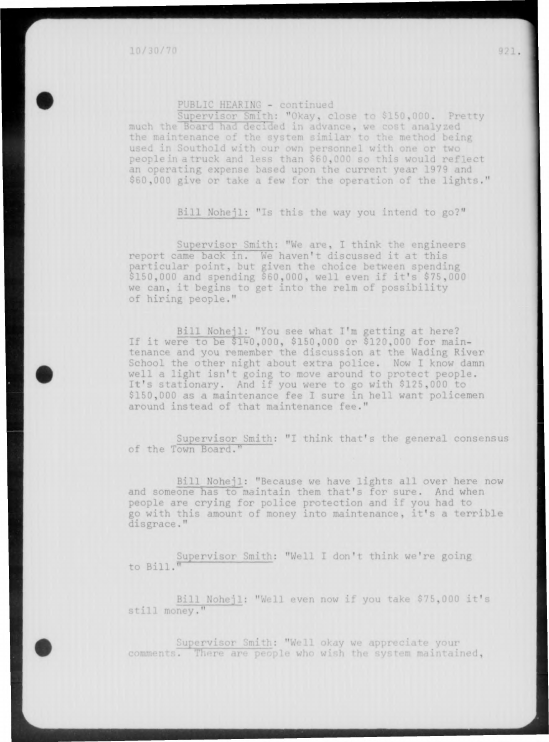PUBLIC HEARING - continued

Supervisor Smith: "Okay, close to $150,000. Pretty much the Board had decided in advance, we cost analyzed the maintenance of the system similar to the method being used in Southold with our own personnel with one or two people in a truck and less than $60,000 so this would reflect an operating expense based upon the current year 1979 and $60,000 give or take a few for the operation of the lights."

Bill Nohejl: "Is this the way you intend to go?"

Supervisor Smith: "We are, I think the engineers report came back in. We haven't discussed it at this particular point, but given the choice between spending $150,000 and spending $60,000, well even if it's $75,000 we can, it begins to get into the relm of possibility of hiring people."

Bill Nohejl: "You see what I'm getting at here? If it were to be $140,000, $150,000 or $120,000 for maintenance and you remember the discussion at the Wading River School the other night about extra police. Now I know damn well a light isn't going to move around to protect people. It's stationary. And if you were to go with $125,000 to $150,000 as a maintenance fee I sure in hell want policemen around instead of that maintenance fee."

Supervisor Smith: "I think that's the general consensus of the Town Board."

Bill Nohejl: "Because we have lights all over here now and someone has to maintain them that's for sure. And when people are crying for police protection and if you had to go with this amount of money into maintenance, it's a terrible disgrace."

Supervisor Smith: "Well I don't think we're going to Bill."

Bill Nohejl: "Well even now if you take $75,000 it's still money."

Supervisor Smith: "Well okay we appreciate your comments. There are people who wish the system maintained,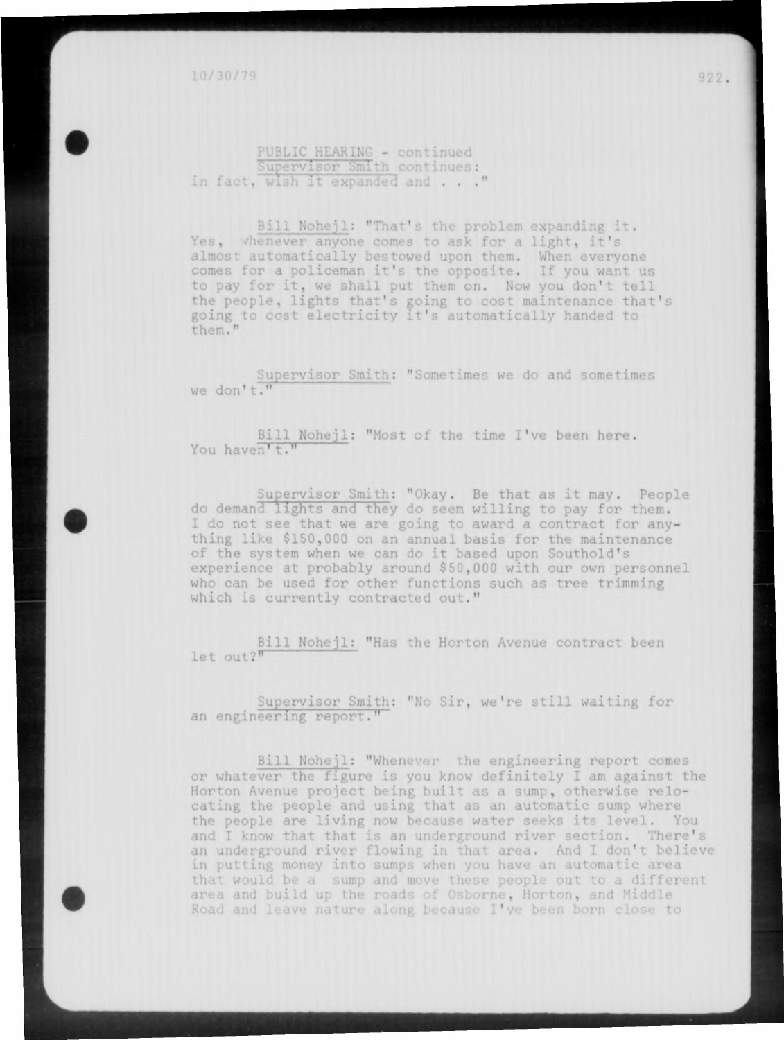PUBLIC HEARING - continued
Supervisor Smith continues:
in fact, wish it expanded and . . ."

Bill Nohejl: "That's the problem expanding it. Yes, whenever anyone comes to ask for a light, it's almost automatically bestowed upon them. When everyone comes for a policeman it's the opposite. If you want us to pay for it, we shall put them on. Now you don't tell the people, lights that's going to cost maintenance that's going to cost electricity it's automatically handed to them."

Supervisor Smith: "Sometimes we do and sometimes we don't."

Bill Nohejl: "Most of the time I've been here. You haven't."

Supervisor Smith: "Okay. Be that as it may. People do demand lights and they do seem willing to pay for them. I do not see that we are going to award a contract for anything like $150,000 on an annual basis for the maintenance of the system when we can do it based upon Southold's experience at probably around $50,000 with our own personnel who can be used for other functions such as tree trimming which is currently contracted out."

Bill Nohejl: "Has the Horton Avenue contract been let out?"

Supervisor Smith: "No Sir, we're still waiting for an engineering report."

Bill Nohejl: "Whenever the engineering report comes or whatever the figure is you know definitely I am against the Horton Avenue project being built as a sump, otherwise relocating the people and using that as an automatic sump where the people are living now because water seeks its level. You and I know that that is an underground river section. There's an underground river flowing in that area. And I don't believe in putting money into sumps when you have an automatic area that would be a sump and move these people out to a different area and build up the roads of Osborne, Horton, and Middle Road and leave nature along because I've been born close to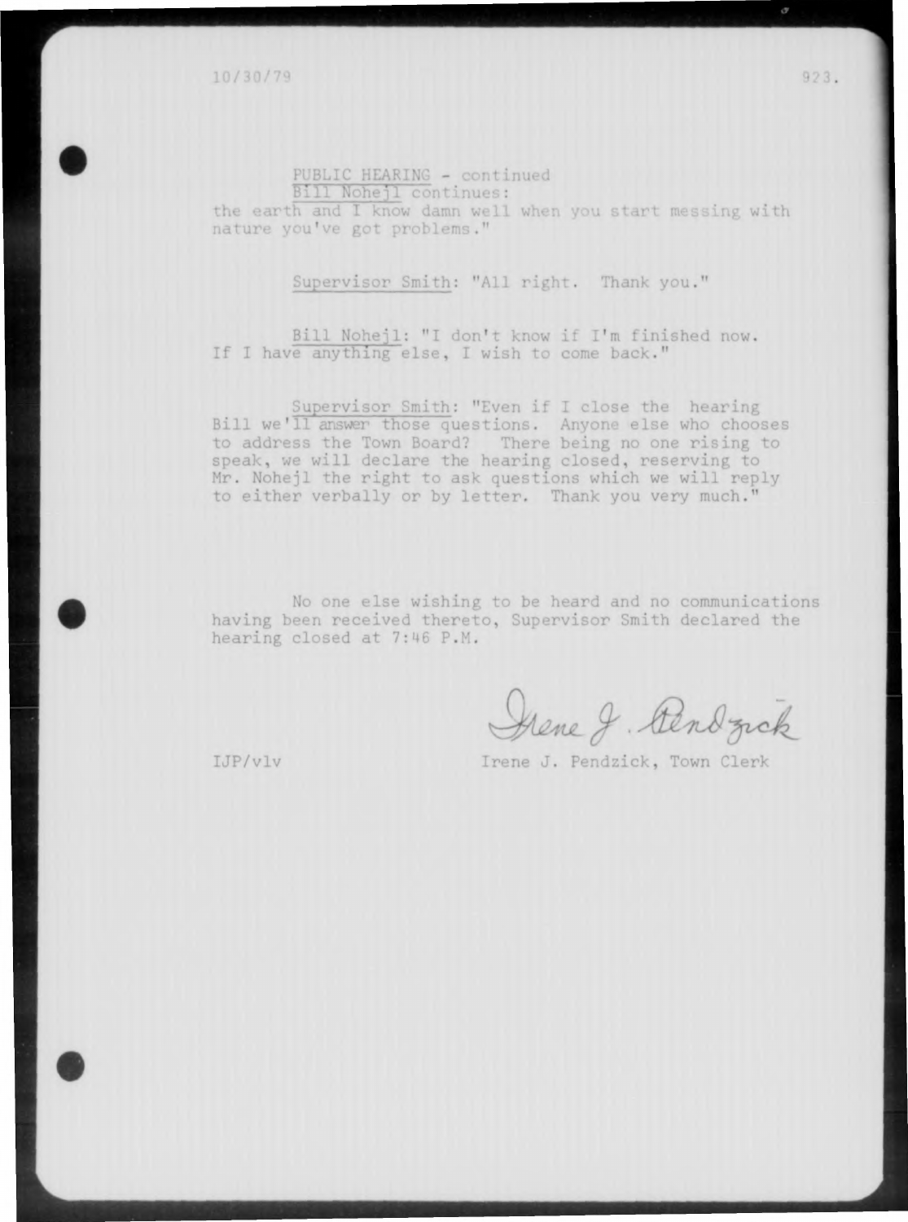PUBLIC HEARING - continued

Bill Nohejl continues:

the earth and I know damn well when you start messing with nature you've got problems."

Supervisor Smith: "All right. Thank you."

Bill Nohejl: "I don't know if I'm finished now. If I have anything else, I wish to come back."

Supervisor Smith: "Even if I close the hearing Bill we'll answer those questions. Anyone else who chooses to address the Town Board? There being no one rising to speak, we will declare the hearing closed, reserving to Mr. Nohejl the right to ask questions which we will reply to either verbally or by letter. Thank you very much."

No one else wishing to be heard and no communications having been received thereto, Supervisor Smith declared the hearing closed at 7:46 P.M.

Irene J. Pendzick

IJP/vlv

Irene J. Pendzick, Town Clerk